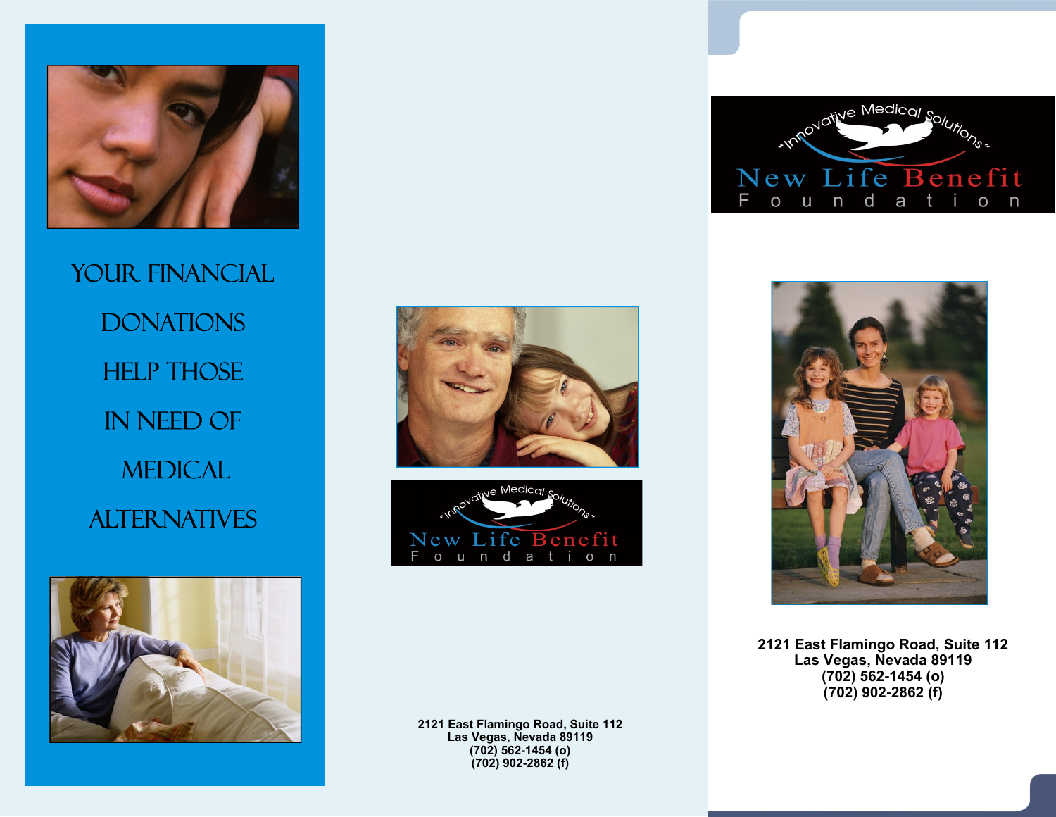YOUR FINANCIAL DONATIONS HELP THOSE IN NEED OF MEDICAL ALTERNATIVES

"Innovative Medical Solutions"

New Life Benefit Foundation

2121 East Flamingo Road, Suite 112
Las Vegas, Nevada 89119
(702) 562-1454 (o)
(702) 902-2862 (f)

"Innovative Medical Solutions"

# New Life Benefit Foundation

**2121 East Flamingo Road, Suite 112**
**Las Vegas, Nevada 89119**
**(702) 562-1454 (o)**
**(702) 902-2862 (f)**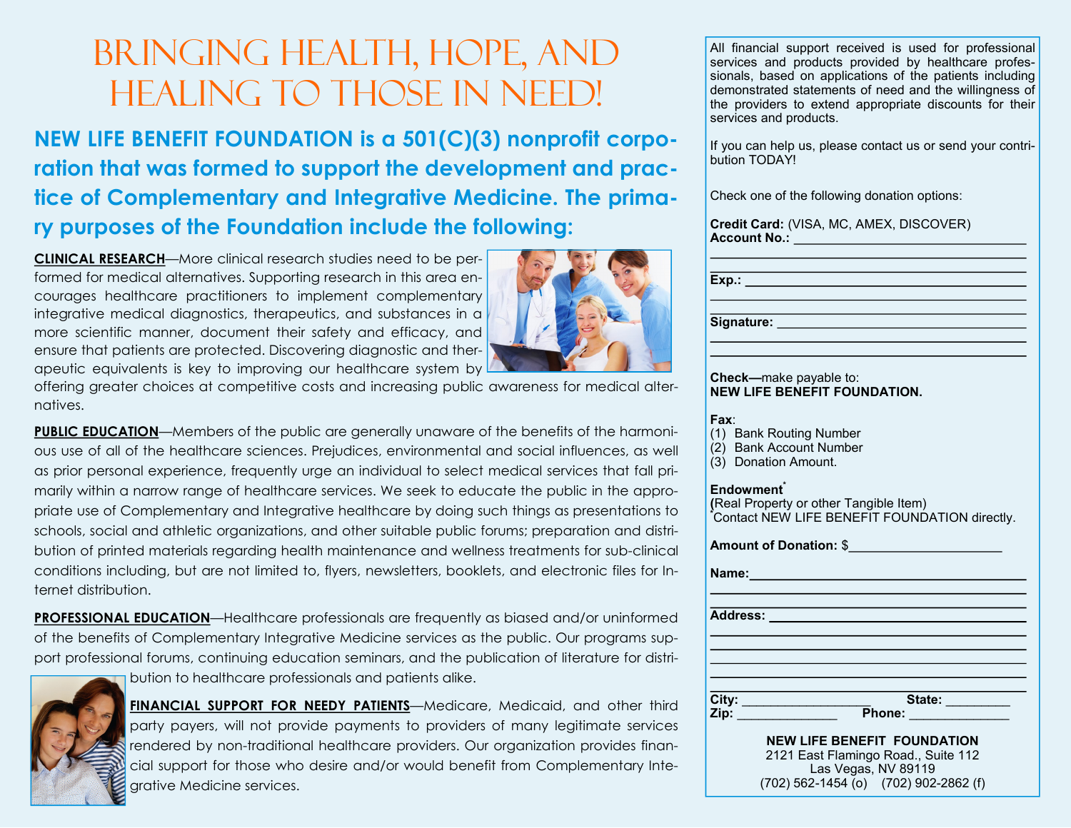# BRINGING HEALTH, HOPE, AND HEALING TO THOSE IN NEED!

**NEW LIFE BENEFIT FOUNDATION is a 501(C)(3) nonprofit corporation that was formed to support the development and practice of Complementary and Integrative Medicine. The primary purposes of the Foundation include the following:**

**CLINICAL RESEARCH**—More clinical research studies need to be performed for medical alternatives. Supporting research in this area encourages healthcare practitioners to implement complementary integrative medical diagnostics, therapeutics, and substances in a more scientific manner, document their safety and efficacy, and ensure that patients are protected. Discovering diagnostic and therapeutic equivalents is key to improving our healthcare system by offering greater choices at competitive costs and increasing public awareness for medical alternatives.

**PUBLIC EDUCATION**—Members of the public are generally unaware of the benefits of the harmonious use of all of the healthcare sciences. Prejudices, environmental and social influences, as well as prior personal experience, frequently urge an individual to select medical services that fall primarily within a narrow range of healthcare services. We seek to educate the public in the appropriate use of Complementary and Integrative healthcare by doing such things as presentations to schools, social and athletic organizations, and other suitable public forums; preparation and distribution of printed materials regarding health maintenance and wellness treatments for sub-clinical conditions including, but are not limited to, flyers, newsletters, booklets, and electronic files for Internet distribution.

**PROFESSIONAL EDUCATION**—Healthcare professionals are frequently as biased and/or uninformed of the benefits of Complementary Integrative Medicine services as the public. Our programs support professional forums, continuing education seminars, and the publication of literature for distribution to healthcare professionals and patients alike.

**FINANCIAL SUPPORT FOR NEEDY PATIENTS**—Medicare, Medicaid, and other third party payers, will not provide payments to providers of many legitimate services rendered by non-traditional healthcare providers. Our organization provides financial support for those who desire and/or would benefit from Complementary Integrative Medicine services.

All financial support received is used for professional services and products provided by healthcare professionals, based on applications of the patients including demonstrated statements of need and the willingness of the providers to extend appropriate discounts for their services and products.

If you can help us, please contact us or send your contribution TODAY!

Check one of the following donation options:

**Credit Card:** (VISA, MC, AMEX, DISCOVER)
**Account No.:** ______________________________

**Exp.:** ______________________________

**Signature:** ______________________________

**Check**—make payable to:
**NEW LIFE BENEFIT FOUNDATION.**

**Fax**:
(1) Bank Routing Number
(2) Bank Account Number
(3) Donation Amount.

**Endowment***
(Real Property or other Tangible Item)
*Contact NEW LIFE BENEFIT FOUNDATION directly.

**Amount of Donation:** $____________________

**Name:** ______________________________

**Address:** ______________________________

**City:** __________________ **State:** _________
**Zip:** ______________ **Phone:** ______________

**NEW LIFE BENEFIT FOUNDATION**
2121 East Flamingo Road., Suite 112
Las Vegas, NV 89119
(702) 562-1454 (o) (702) 902-2862 (f)